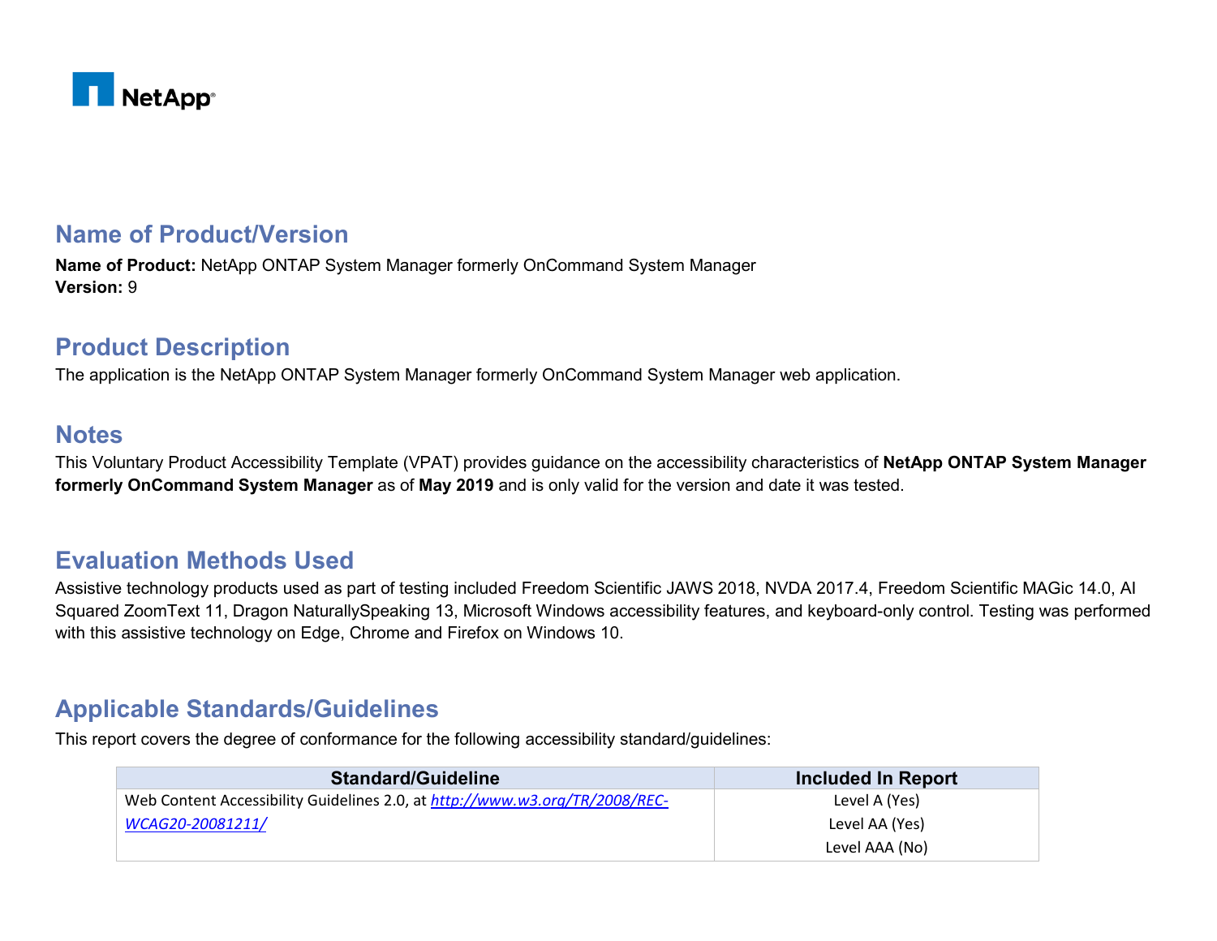NetApp

## Name of Product/Version

**Name of Product:** NetApp ONTAP System Manager formerly OnCommand System Manager
**Version:** 9

## Product Description

The application is the NetApp ONTAP System Manager formerly OnCommand System Manager web application.

## Notes

This Voluntary Product Accessibility Template (VPAT) provides guidance on the accessibility characteristics of **NetApp ONTAP System Manager formerly OnCommand System Manager** as of **May 2019** and is only valid for the version and date it was tested.

## Evaluation Methods Used

Assistive technology products used as part of testing included Freedom Scientific JAWS 2018, NVDA 2017.4, Freedom Scientific MAGic 14.0, AI Squared ZoomText 11, Dragon NaturallySpeaking 13, Microsoft Windows accessibility features, and keyboard-only control. Testing was performed with this assistive technology on Edge, Chrome and Firefox on Windows 10.

## Applicable Standards/Guidelines

This report covers the degree of conformance for the following accessibility standard/guidelines:

| Standard/Guideline | Included In Report |
|---|---|
| Web Content Accessibility Guidelines 2.0, at *http://www.w3.org/TR/2008/REC-WCAG20-20081211/* | Level A (Yes)<br>Level AA (Yes)<br>Level AAA (No) |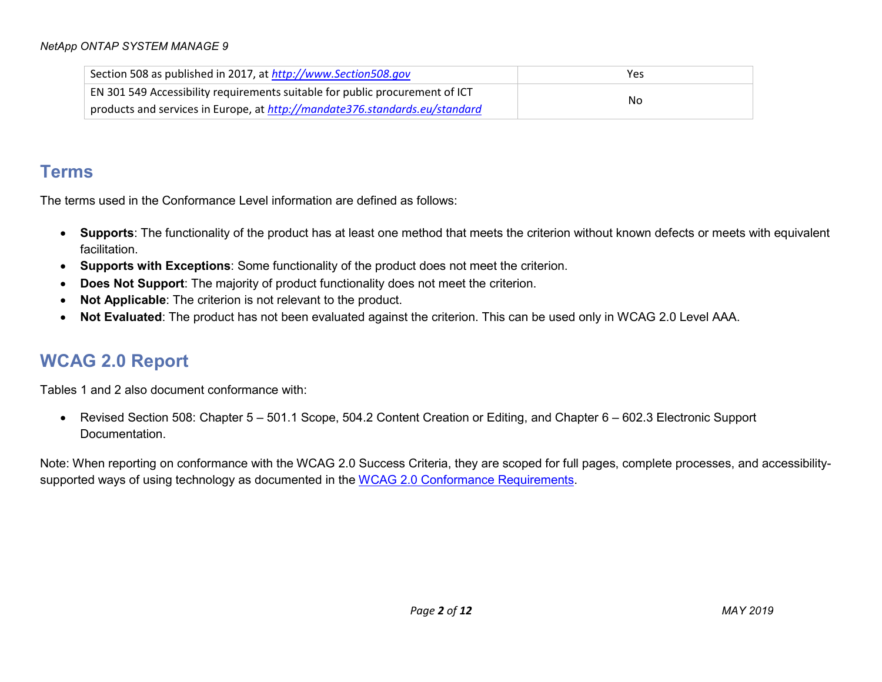| | |
|---|---|
| Section 508 as published in 2017, at *http://www.Section508.gov* | Yes |
| EN 301 549 Accessibility requirements suitable for public procurement of ICT products and services in Europe, at *http://mandate376.standards.eu/standard* | No |

## Terms

The terms used in the Conformance Level information are defined as follows:

- **Supports**: The functionality of the product has at least one method that meets the criterion without known defects or meets with equivalent facilitation.
- **Supports with Exceptions**: Some functionality of the product does not meet the criterion.
- **Does Not Support**: The majority of product functionality does not meet the criterion.
- **Not Applicable**: The criterion is not relevant to the product.
- **Not Evaluated**: The product has not been evaluated against the criterion. This can be used only in WCAG 2.0 Level AAA.

## WCAG 2.0 Report

Tables 1 and 2 also document conformance with:

- Revised Section 508: Chapter 5 – 501.1 Scope, 504.2 Content Creation or Editing, and Chapter 6 – 602.3 Electronic Support Documentation.

Note: When reporting on conformance with the WCAG 2.0 Success Criteria, they are scoped for full pages, complete processes, and accessibility-supported ways of using technology as documented in the WCAG 2.0 Conformance Requirements.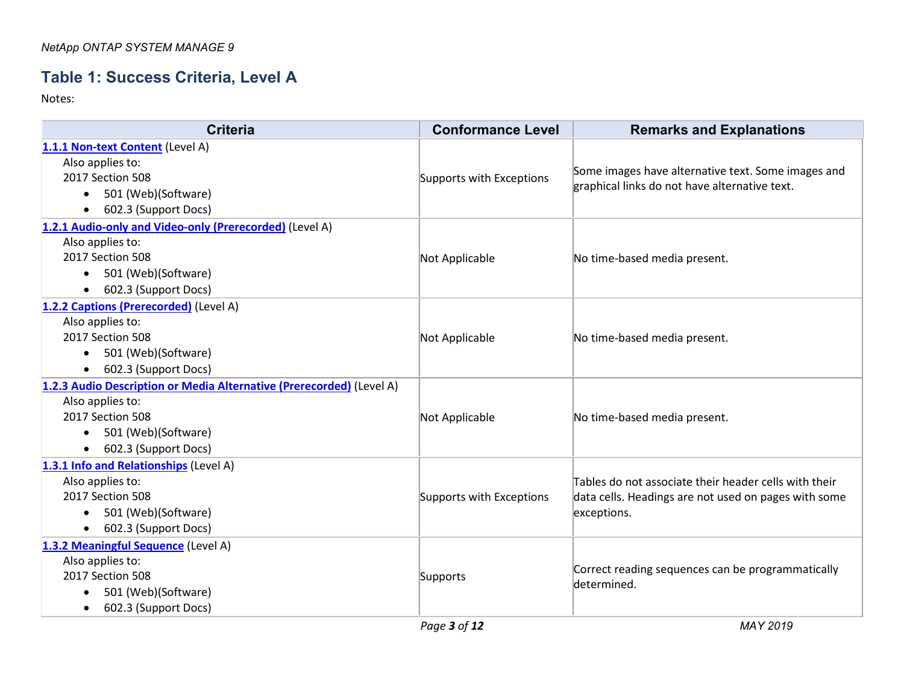## Table 1: Success Criteria, Level A

Notes:

| Criteria | Conformance Level | Remarks and Explanations |
|---|---|---|
| **1.1.1 Non-text Content** (Level A)<br>Also applies to:<br>2017 Section 508<br>• 501 (Web)(Software)<br>• 602.3 (Support Docs) | Supports with Exceptions | Some images have alternative text. Some images and graphical links do not have alternative text. |
| **1.2.1 Audio-only and Video-only (Prerecorded)** (Level A)<br>Also applies to:<br>2017 Section 508<br>• 501 (Web)(Software)<br>• 602.3 (Support Docs) | Not Applicable | No time-based media present. |
| **1.2.2 Captions (Prerecorded)** (Level A)<br>Also applies to:<br>2017 Section 508<br>• 501 (Web)(Software)<br>• 602.3 (Support Docs) | Not Applicable | No time-based media present. |
| **1.2.3 Audio Description or Media Alternative (Prerecorded)** (Level A)<br>Also applies to:<br>2017 Section 508<br>• 501 (Web)(Software)<br>• 602.3 (Support Docs) | Not Applicable | No time-based media present. |
| **1.3.1 Info and Relationships** (Level A)<br>Also applies to:<br>2017 Section 508<br>• 501 (Web)(Software)<br>• 602.3 (Support Docs) | Supports with Exceptions | Tables do not associate their header cells with their data cells. Headings are not used on pages with some exceptions. |
| **1.3.2 Meaningful Sequence** (Level A)<br>Also applies to:<br>2017 Section 508<br>• 501 (Web)(Software)<br>• 602.3 (Support Docs) | Supports | Correct reading sequences can be programmatically determined. |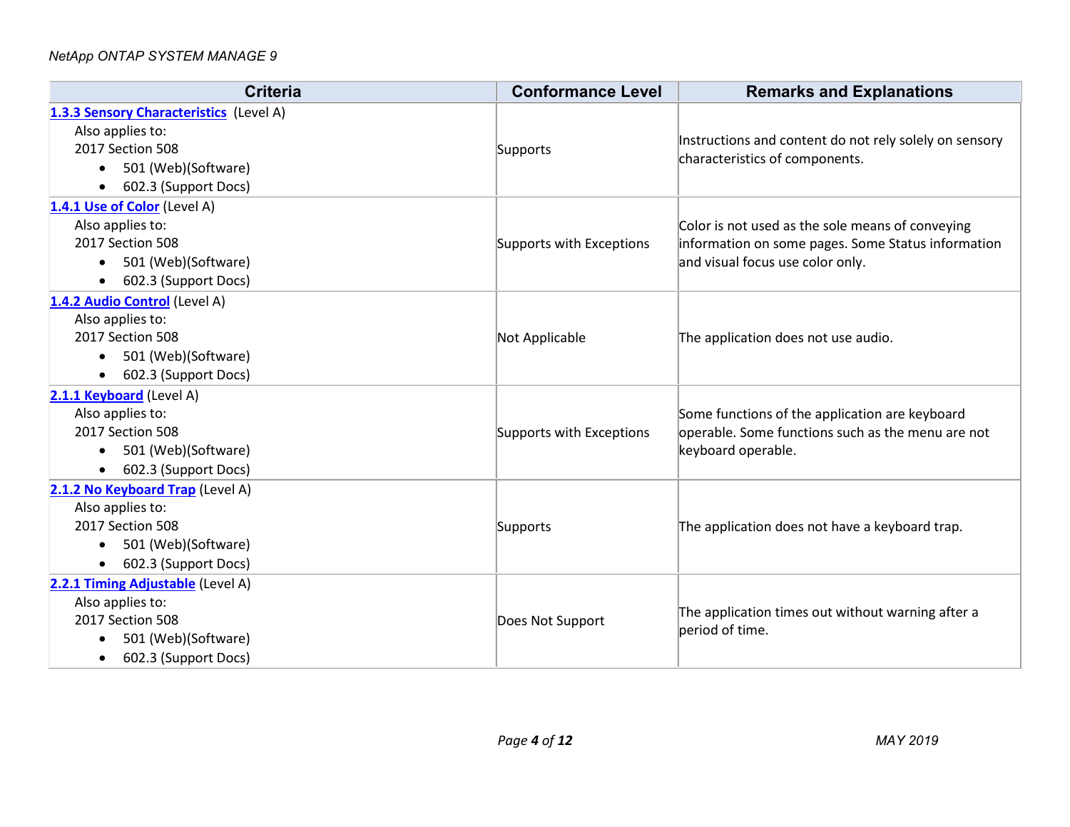| Criteria | Conformance Level | Remarks and Explanations |
|---|---|---|
| **1.3.3 Sensory Characteristics** (Level A)<br>Also applies to:<br>2017 Section 508<br>• 501 (Web)(Software)<br>• 602.3 (Support Docs) | Supports | Instructions and content do not rely solely on sensory characteristics of components. |
| **1.4.1 Use of Color** (Level A)<br>Also applies to:<br>2017 Section 508<br>• 501 (Web)(Software)<br>• 602.3 (Support Docs) | Supports with Exceptions | Color is not used as the sole means of conveying information on some pages. Some Status information and visual focus use color only. |
| **1.4.2 Audio Control** (Level A)<br>Also applies to:<br>2017 Section 508<br>• 501 (Web)(Software)<br>• 602.3 (Support Docs) | Not Applicable | The application does not use audio. |
| **2.1.1 Keyboard** (Level A)<br>Also applies to:<br>2017 Section 508<br>• 501 (Web)(Software)<br>• 602.3 (Support Docs) | Supports with Exceptions | Some functions of the application are keyboard operable. Some functions such as the menu are not keyboard operable. |
| **2.1.2 No Keyboard Trap** (Level A)<br>Also applies to:<br>2017 Section 508<br>• 501 (Web)(Software)<br>• 602.3 (Support Docs) | Supports | The application does not have a keyboard trap. |
| **2.2.1 Timing Adjustable** (Level A)<br>Also applies to:<br>2017 Section 508<br>• 501 (Web)(Software)<br>• 602.3 (Support Docs) | Does Not Support | The application times out without warning after a period of time. |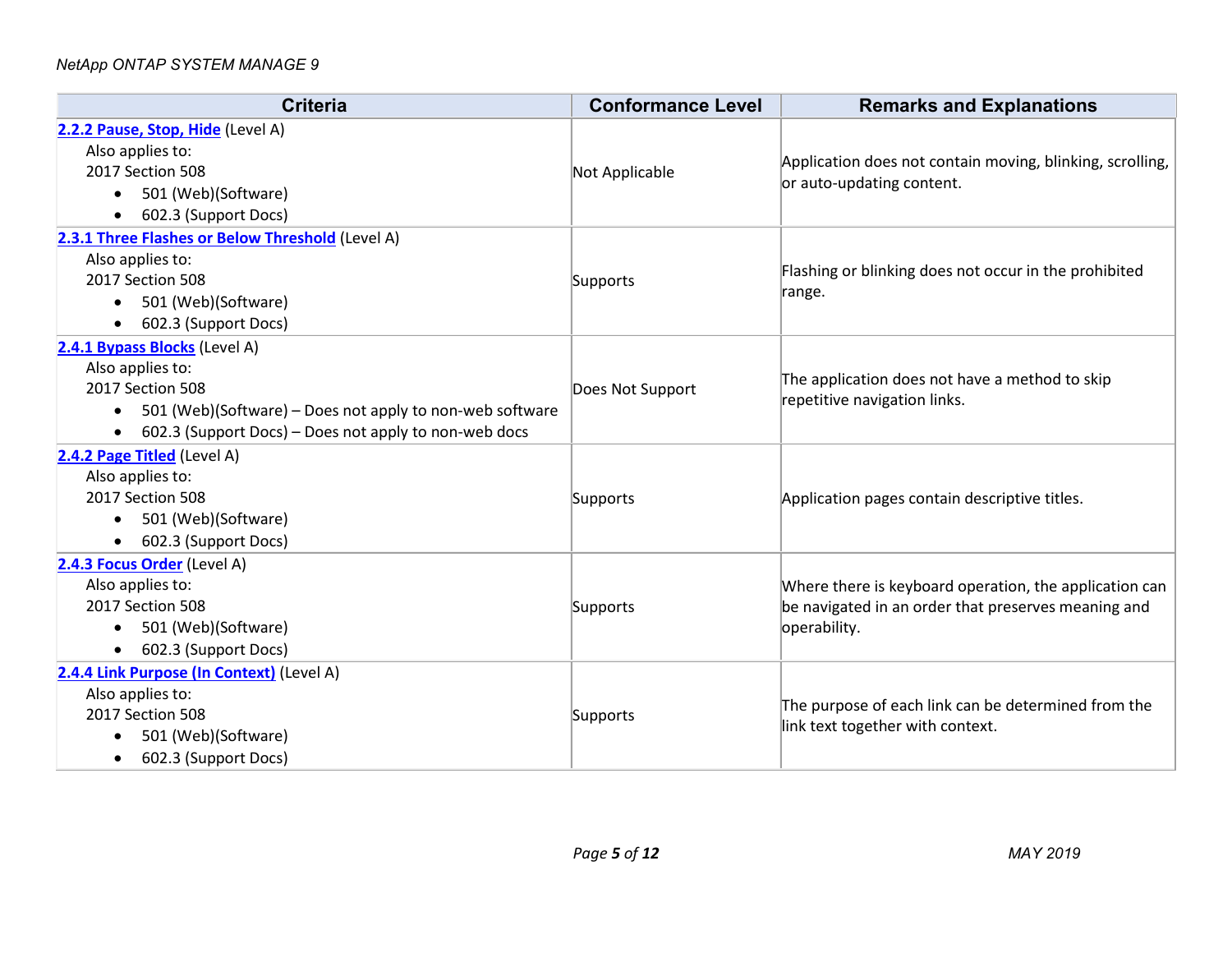| Criteria | Conformance Level | Remarks and Explanations |
| --- | --- | --- |
| **2.2.2 Pause, Stop, Hide** (Level A)<br>Also applies to:<br>2017 Section 508<br>• 501 (Web)(Software)<br>• 602.3 (Support Docs) | Not Applicable | Application does not contain moving, blinking, scrolling, or auto-updating content. |
| **2.3.1 Three Flashes or Below Threshold** (Level A)<br>Also applies to:<br>2017 Section 508<br>• 501 (Web)(Software)<br>• 602.3 (Support Docs) | Supports | Flashing or blinking does not occur in the prohibited range. |
| **2.4.1 Bypass Blocks** (Level A)<br>Also applies to:<br>2017 Section 508<br>• 501 (Web)(Software) – Does not apply to non-web software<br>• 602.3 (Support Docs) – Does not apply to non-web docs | Does Not Support | The application does not have a method to skip repetitive navigation links. |
| **2.4.2 Page Titled** (Level A)<br>Also applies to:<br>2017 Section 508<br>• 501 (Web)(Software)<br>• 602.3 (Support Docs) | Supports | Application pages contain descriptive titles. |
| **2.4.3 Focus Order** (Level A)<br>Also applies to:<br>2017 Section 508<br>• 501 (Web)(Software)<br>• 602.3 (Support Docs) | Supports | Where there is keyboard operation, the application can be navigated in an order that preserves meaning and operability. |
| **2.4.4 Link Purpose (In Context)** (Level A)<br>Also applies to:<br>2017 Section 508<br>• 501 (Web)(Software)<br>• 602.3 (Support Docs) | Supports | The purpose of each link can be determined from the link text together with context. |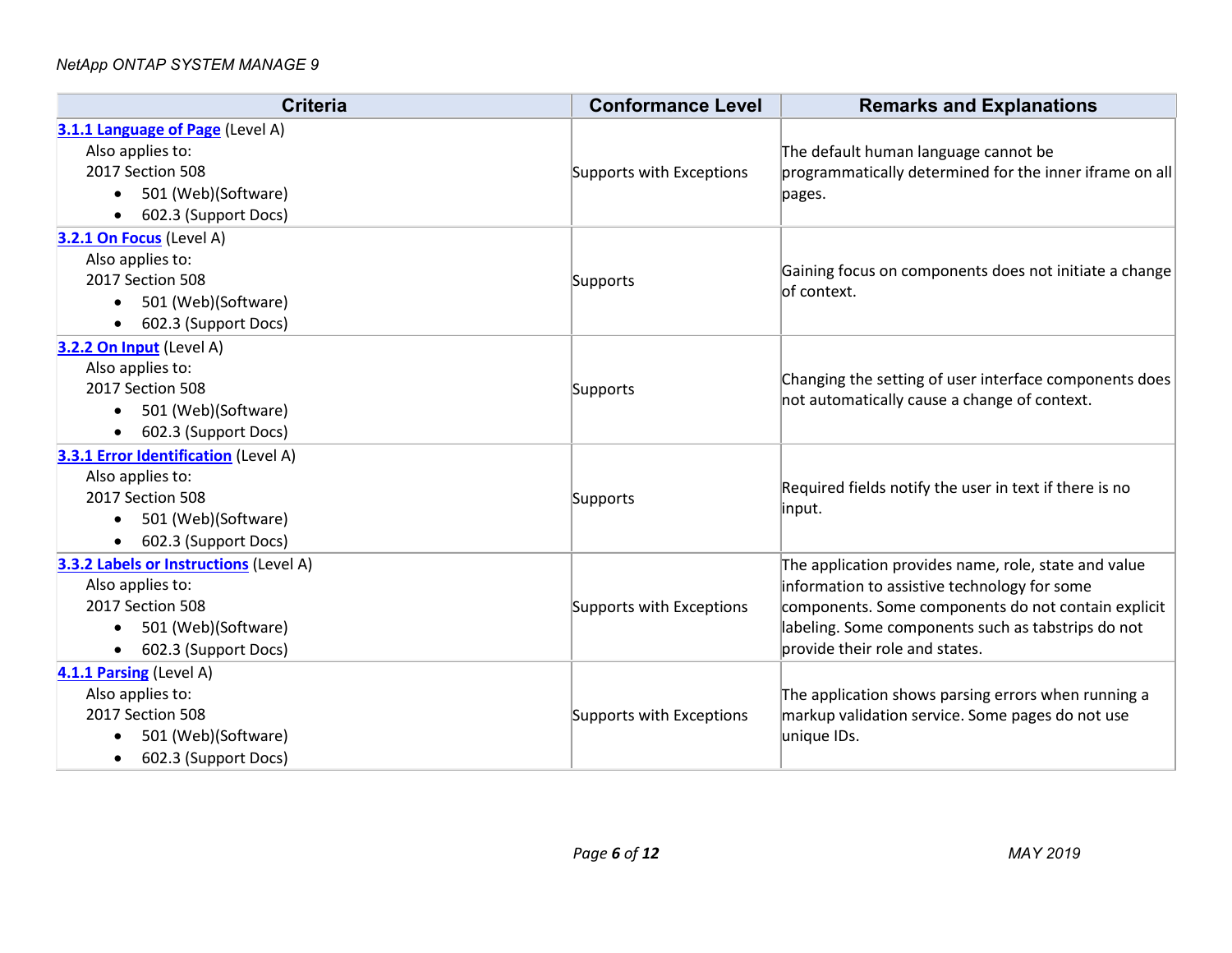| Criteria | Conformance Level | Remarks and Explanations |
|---|---|---|
| **3.1.1 Language of Page** (Level A)<br>Also applies to:<br>2017 Section 508<br>• 501 (Web)(Software)<br>• 602.3 (Support Docs) | Supports with Exceptions | The default human language cannot be programmatically determined for the inner iframe on all pages. |
| **3.2.1 On Focus** (Level A)<br>Also applies to:<br>2017 Section 508<br>• 501 (Web)(Software)<br>• 602.3 (Support Docs) | Supports | Gaining focus on components does not initiate a change of context. |
| **3.2.2 On Input** (Level A)<br>Also applies to:<br>2017 Section 508<br>• 501 (Web)(Software)<br>• 602.3 (Support Docs) | Supports | Changing the setting of user interface components does not automatically cause a change of context. |
| **3.3.1 Error Identification** (Level A)<br>Also applies to:<br>2017 Section 508<br>• 501 (Web)(Software)<br>• 602.3 (Support Docs) | Supports | Required fields notify the user in text if there is no input. |
| **3.3.2 Labels or Instructions** (Level A)<br>Also applies to:<br>2017 Section 508<br>• 501 (Web)(Software)<br>• 602.3 (Support Docs) | Supports with Exceptions | The application provides name, role, state and value information to assistive technology for some components. Some components do not contain explicit labeling. Some components such as tabstrips do not provide their role and states. |
| **4.1.1 Parsing** (Level A)<br>Also applies to:<br>2017 Section 508<br>• 501 (Web)(Software)<br>• 602.3 (Support Docs) | Supports with Exceptions | The application shows parsing errors when running a markup validation service. Some pages do not use unique IDs. |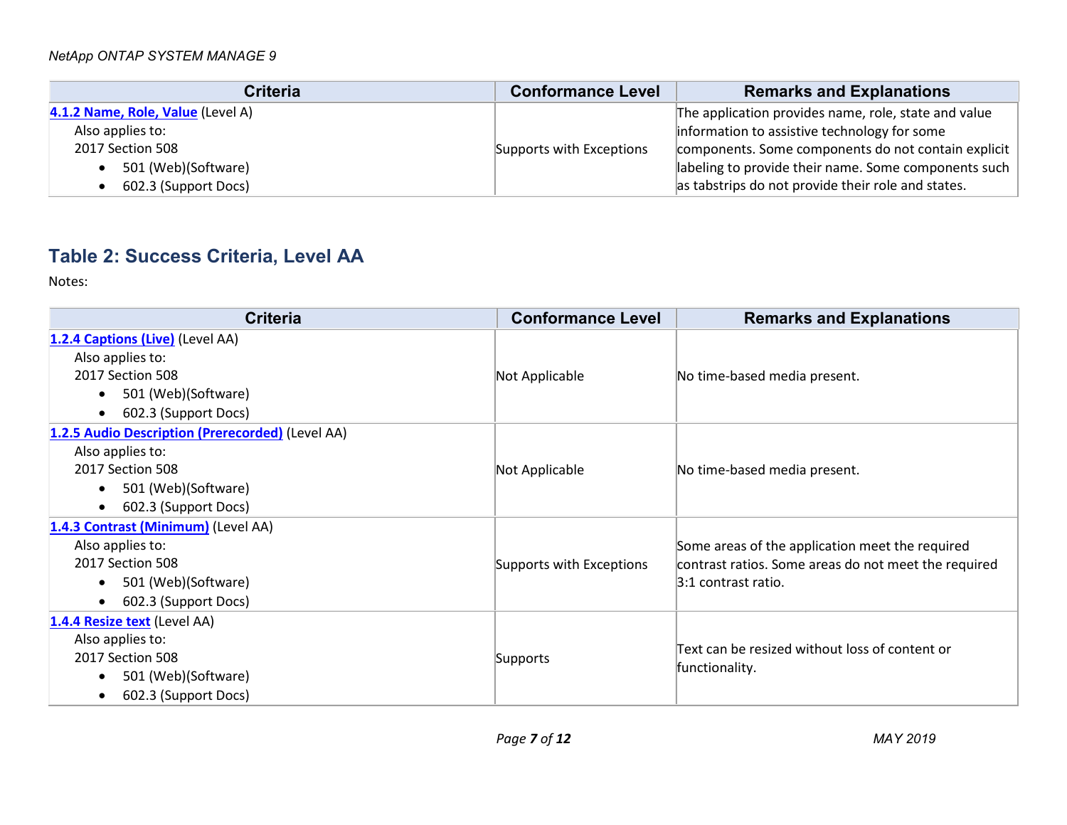| Criteria | Conformance Level | Remarks and Explanations |
|---|---|---|
| **4.1.2 Name, Role, Value** (Level A)<br>Also applies to:<br>2017 Section 508<br>• 501 (Web)(Software)<br>• 602.3 (Support Docs) | Supports with Exceptions | The application provides name, role, state and value information to assistive technology for some components. Some components do not contain explicit labeling to provide their name. Some components such as tabstrips do not provide their role and states. |

## Table 2: Success Criteria, Level AA

Notes:

| Criteria | Conformance Level | Remarks and Explanations |
|---|---|---|
| **1.2.4 Captions (Live)** (Level AA)<br>Also applies to:<br>2017 Section 508<br>• 501 (Web)(Software)<br>• 602.3 (Support Docs) | Not Applicable | No time-based media present. |
| **1.2.5 Audio Description (Prerecorded)** (Level AA)<br>Also applies to:<br>2017 Section 508<br>• 501 (Web)(Software)<br>• 602.3 (Support Docs) | Not Applicable | No time-based media present. |
| **1.4.3 Contrast (Minimum)** (Level AA)<br>Also applies to:<br>2017 Section 508<br>• 501 (Web)(Software)<br>• 602.3 (Support Docs) | Supports with Exceptions | Some areas of the application meet the required contrast ratios. Some areas do not meet the required 3:1 contrast ratio. |
| **1.4.4 Resize text** (Level AA)<br>Also applies to:<br>2017 Section 508<br>• 501 (Web)(Software)<br>• 602.3 (Support Docs) | Supports | Text can be resized without loss of content or functionality. |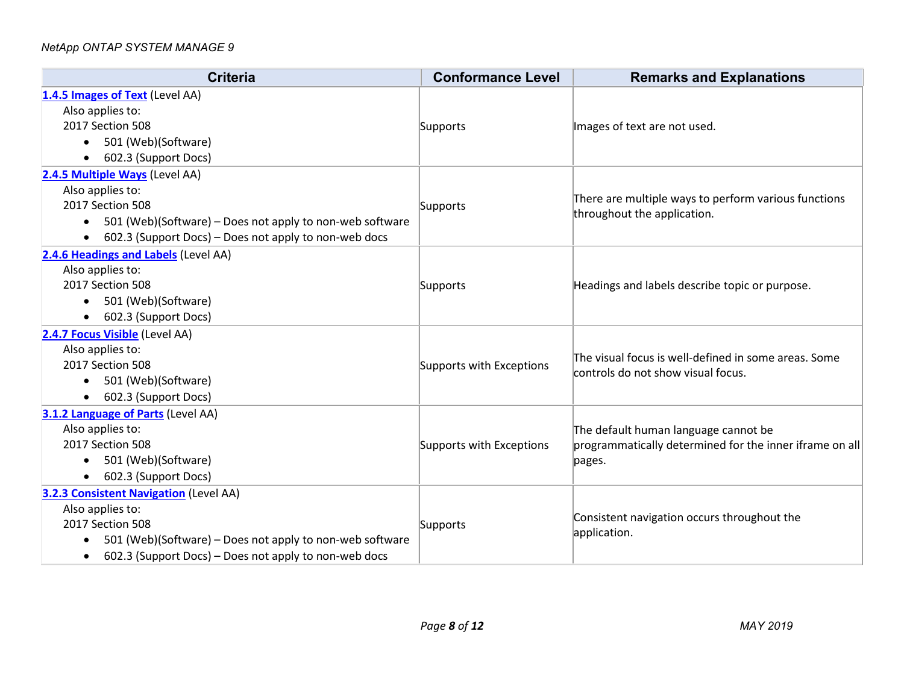| Criteria | Conformance Level | Remarks and Explanations |
|---|---|---|
| **1.4.5 Images of Text** (Level AA)<br>Also applies to:<br>2017 Section 508<br>• 501 (Web)(Software)<br>• 602.3 (Support Docs) | Supports | Images of text are not used. |
| **2.4.5 Multiple Ways** (Level AA)<br>Also applies to:<br>2017 Section 508<br>• 501 (Web)(Software) – Does not apply to non-web software<br>• 602.3 (Support Docs) – Does not apply to non-web docs | Supports | There are multiple ways to perform various functions throughout the application. |
| **2.4.6 Headings and Labels** (Level AA)<br>Also applies to:<br>2017 Section 508<br>• 501 (Web)(Software)<br>• 602.3 (Support Docs) | Supports | Headings and labels describe topic or purpose. |
| **2.4.7 Focus Visible** (Level AA)<br>Also applies to:<br>2017 Section 508<br>• 501 (Web)(Software)<br>• 602.3 (Support Docs) | Supports with Exceptions | The visual focus is well-defined in some areas. Some controls do not show visual focus. |
| **3.1.2 Language of Parts** (Level AA)<br>Also applies to:<br>2017 Section 508<br>• 501 (Web)(Software)<br>• 602.3 (Support Docs) | Supports with Exceptions | The default human language cannot be programmatically determined for the inner iframe on all pages. |
| **3.2.3 Consistent Navigation** (Level AA)<br>Also applies to:<br>2017 Section 508<br>• 501 (Web)(Software) – Does not apply to non-web software<br>• 602.3 (Support Docs) – Does not apply to non-web docs | Supports | Consistent navigation occurs throughout the application. |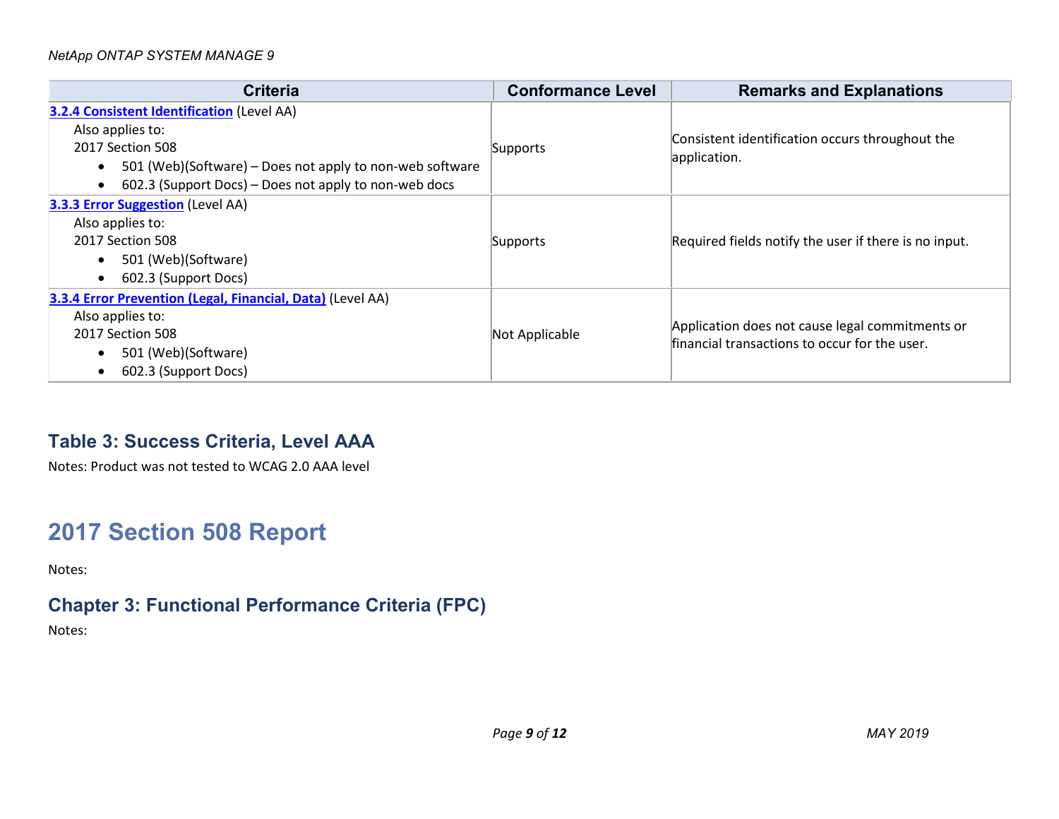| Criteria | Conformance Level | Remarks and Explanations |
|---|---|---|
| **3.2.4 Consistent Identification** (Level AA)<br>Also applies to:<br>2017 Section 508<br>• 501 (Web)(Software) – Does not apply to non-web software<br>• 602.3 (Support Docs) – Does not apply to non-web docs | Supports | Consistent identification occurs throughout the application. |
| **3.3.3 Error Suggestion** (Level AA)<br>Also applies to:<br>2017 Section 508<br>• 501 (Web)(Software)<br>• 602.3 (Support Docs) | Supports | Required fields notify the user if there is no input. |
| **3.3.4 Error Prevention (Legal, Financial, Data)** (Level AA)<br>Also applies to:<br>2017 Section 508<br>• 501 (Web)(Software)<br>• 602.3 (Support Docs) | Not Applicable | Application does not cause legal commitments or financial transactions to occur for the user. |

### Table 3: Success Criteria, Level AAA

Notes: Product was not tested to WCAG 2.0 AAA level

## 2017 Section 508 Report

Notes:

### Chapter 3: Functional Performance Criteria (FPC)

Notes: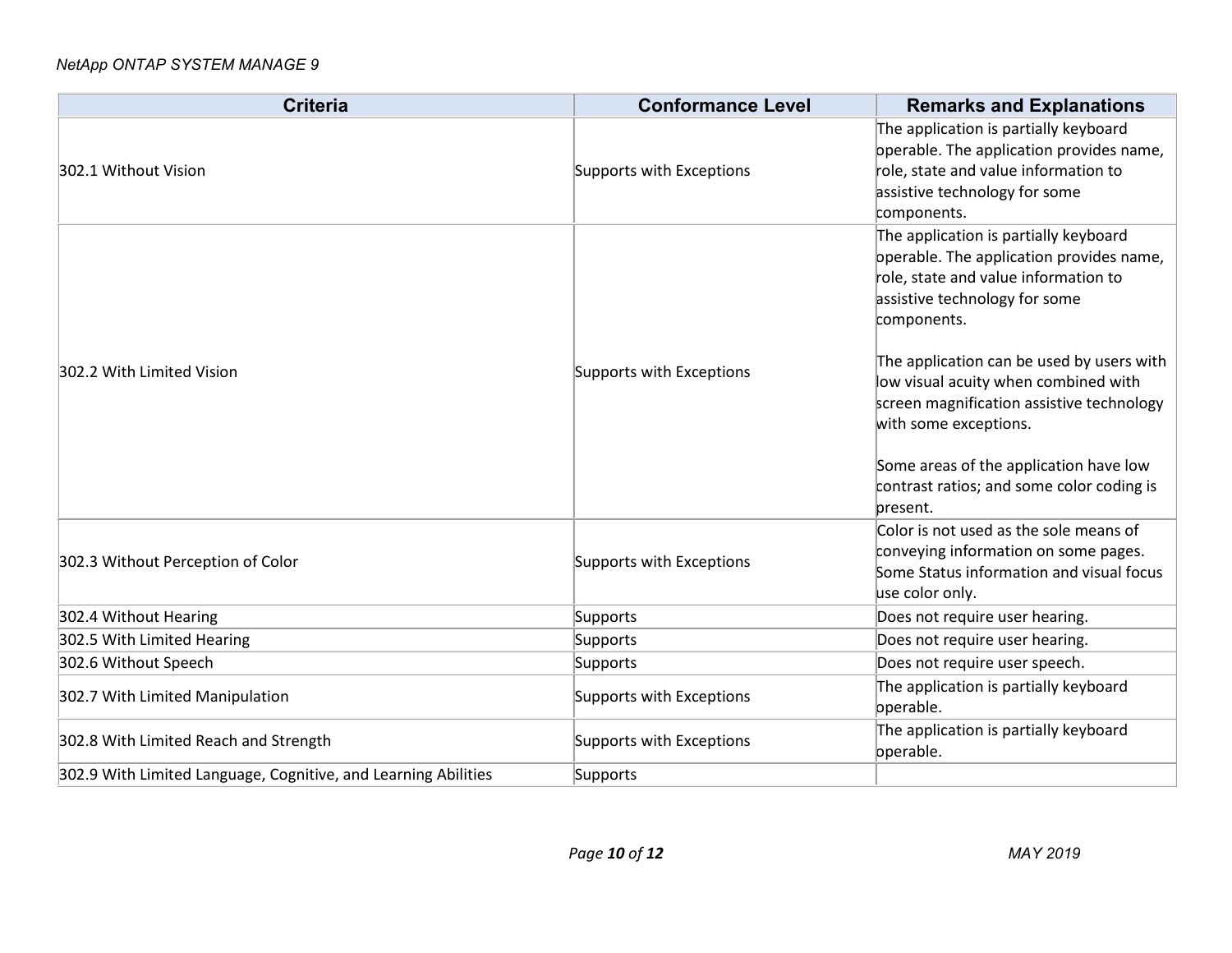| Criteria | Conformance Level | Remarks and Explanations |
| --- | --- | --- |
| 302.1 Without Vision | Supports with Exceptions | The application is partially keyboard operable. The application provides name, role, state and value information to assistive technology for some components. |
| 302.2 With Limited Vision | Supports with Exceptions | The application is partially keyboard operable. The application provides name, role, state and value information to assistive technology for some components.<br><br>The application can be used by users with low visual acuity when combined with screen magnification assistive technology with some exceptions.<br><br>Some areas of the application have low contrast ratios; and some color coding is present. |
| 302.3 Without Perception of Color | Supports with Exceptions | Color is not used as the sole means of conveying information on some pages. Some Status information and visual focus use color only. |
| 302.4 Without Hearing | Supports | Does not require user hearing. |
| 302.5 With Limited Hearing | Supports | Does not require user hearing. |
| 302.6 Without Speech | Supports | Does not require user speech. |
| 302.7 With Limited Manipulation | Supports with Exceptions | The application is partially keyboard operable. |
| 302.8 With Limited Reach and Strength | Supports with Exceptions | The application is partially keyboard operable. |
| 302.9 With Limited Language, Cognitive, and Learning Abilities | Supports | |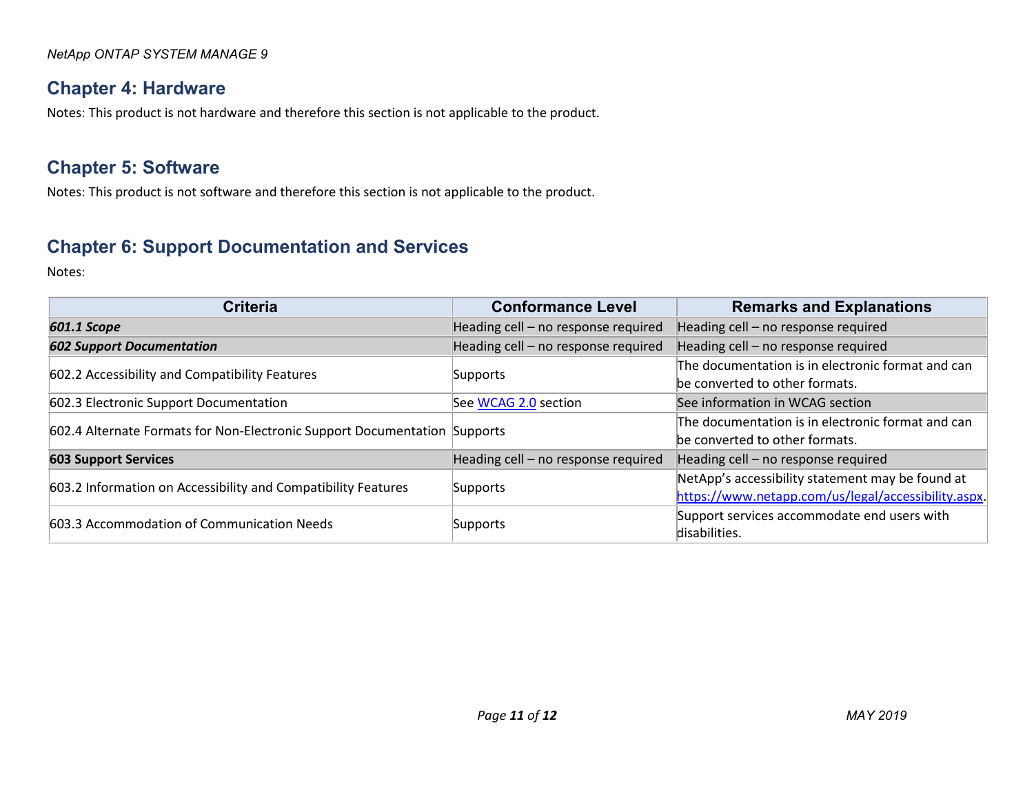## Chapter 4: Hardware

Notes: This product is not hardware and therefore this section is not applicable to the product.

## Chapter 5: Software

Notes: This product is not software and therefore this section is not applicable to the product.

## Chapter 6: Support Documentation and Services

Notes:

| Criteria | Conformance Level | Remarks and Explanations |
|---|---|---|
| ***601.1 Scope*** | Heading cell – no response required | Heading cell – no response required |
| ***602 Support Documentation*** | Heading cell – no response required | Heading cell – no response required |
| 602.2 Accessibility and Compatibility Features | Supports | The documentation is in electronic format and can be converted to other formats. |
| 602.3 Electronic Support Documentation | See [WCAG 2.0](#) section | See information in WCAG section |
| 602.4 Alternate Formats for Non-Electronic Support Documentation | Supports | The documentation is in electronic format and can be converted to other formats. |
| **603 Support Services** | Heading cell – no response required | Heading cell – no response required |
| 603.2 Information on Accessibility and Compatibility Features | Supports | NetApp's accessibility statement may be found at [https://www.netapp.com/us/legal/accessibility.aspx](https://www.netapp.com/us/legal/accessibility.aspx). |
| 603.3 Accommodation of Communication Needs | Supports | Support services accommodate end users with disabilities. |